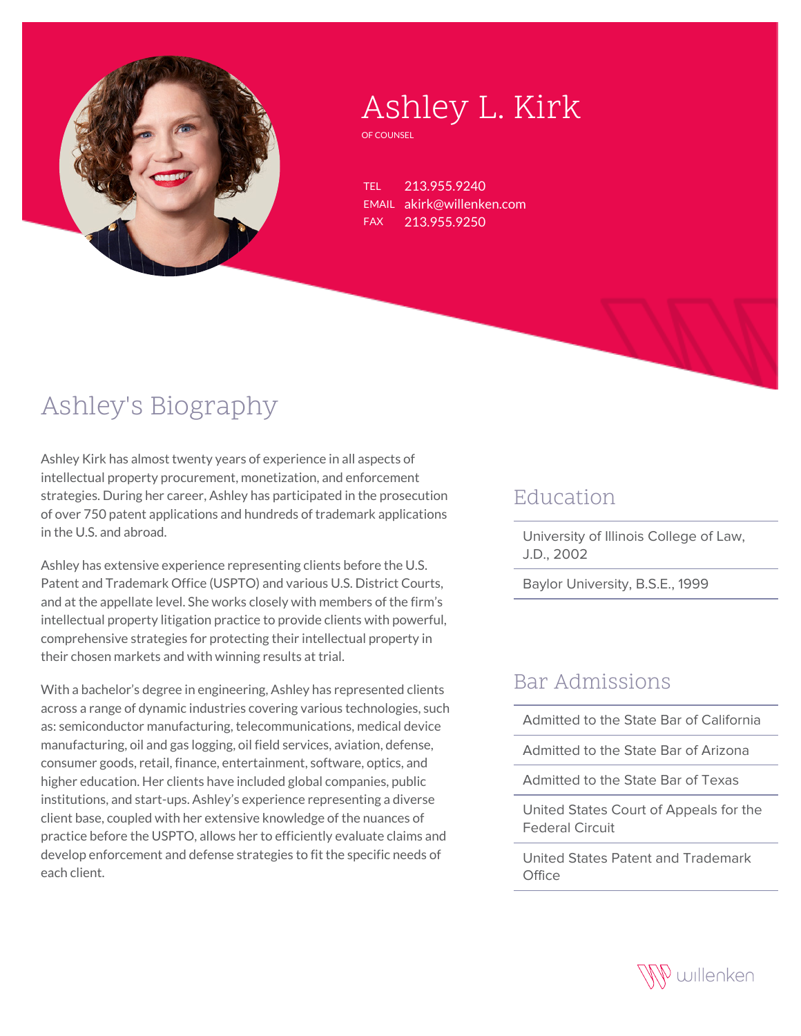# Ashley L. Kirk

OF COUNSEL

TEL 213.955.9240
EMAIL akirk@willenken.com
FAX 213.955.9250

## Ashley's Biography

Ashley Kirk has almost twenty years of experience in all aspects of intellectual property procurement, monetization, and enforcement strategies. During her career, Ashley has participated in the prosecution of over 750 patent applications and hundreds of trademark applications in the U.S. and abroad.

Ashley has extensive experience representing clients before the U.S. Patent and Trademark Office (USPTO) and various U.S. District Courts, and at the appellate level. She works closely with members of the firm's intellectual property litigation practice to provide clients with powerful, comprehensive strategies for protecting their intellectual property in their chosen markets and with winning results at trial.

With a bachelor's degree in engineering, Ashley has represented clients across a range of dynamic industries covering various technologies, such as: semiconductor manufacturing, telecommunications, medical device manufacturing, oil and gas logging, oil field services, aviation, defense, consumer goods, retail, finance, entertainment, software, optics, and higher education. Her clients have included global companies, public institutions, and start-ups. Ashley's experience representing a diverse client base, coupled with her extensive knowledge of the nuances of practice before the USPTO, allows her to efficiently evaluate claims and develop enforcement and defense strategies to fit the specific needs of each client.

## Education

- University of Illinois College of Law, J.D., 2002
- Baylor University, B.S.E., 1999

## Bar Admissions

- Admitted to the State Bar of California
- Admitted to the State Bar of Arizona
- Admitted to the State Bar of Texas
- United States Court of Appeals for the Federal Circuit
- United States Patent and Trademark Office

willenken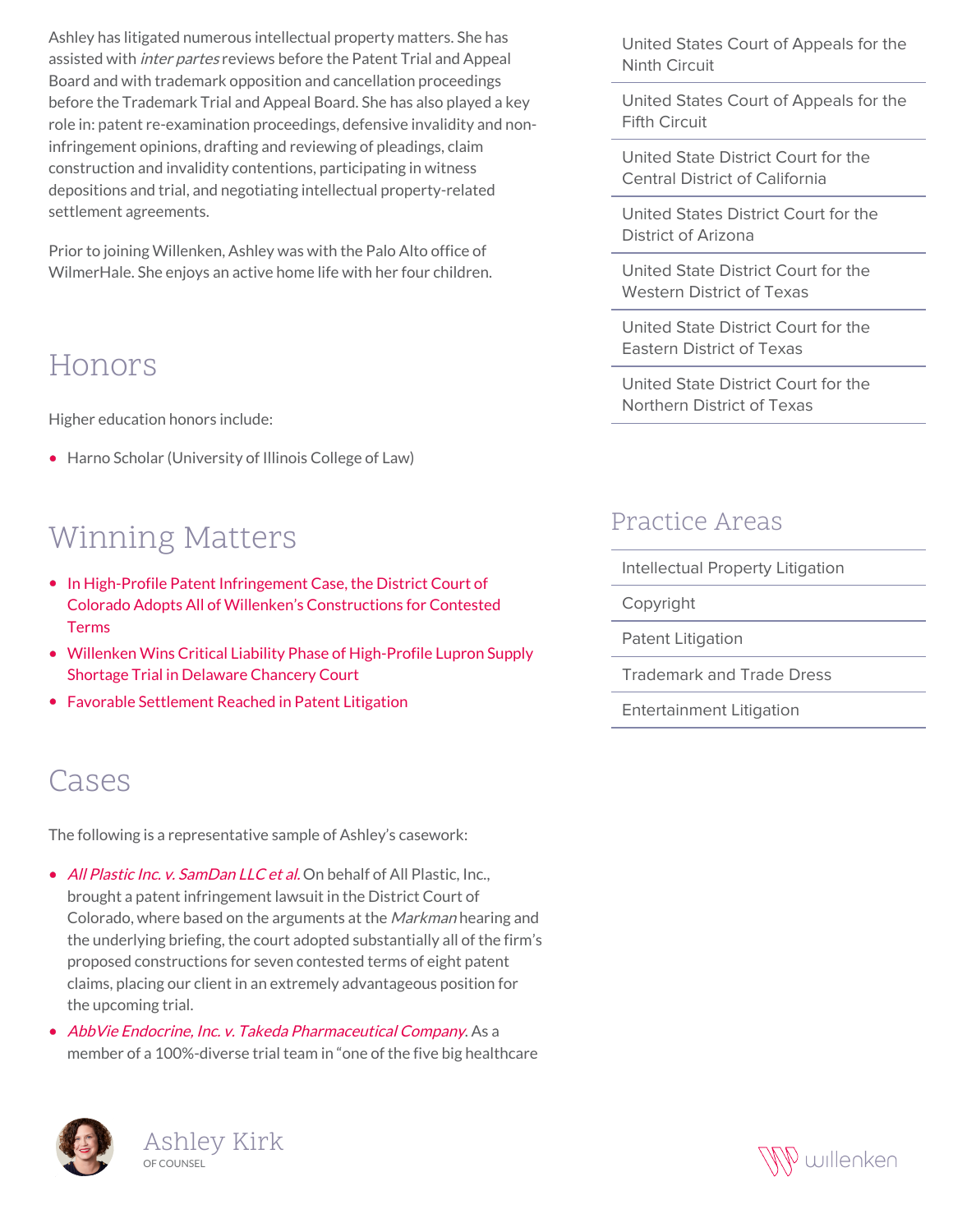Ashley has litigated numerous intellectual property matters. She has assisted with *inter partes* reviews before the Patent Trial and Appeal Board and with trademark opposition and cancellation proceedings before the Trademark Trial and Appeal Board. She has also played a key role in: patent re-examination proceedings, defensive invalidity and non-infringement opinions, drafting and reviewing of pleadings, claim construction and invalidity contentions, participating in witness depositions and trial, and negotiating intellectual property-related settlement agreements.

Prior to joining Willenken, Ashley was with the Palo Alto office of WilmerHale. She enjoys an active home life with her four children.

## Honors

Higher education honors include:

- Harno Scholar (University of Illinois College of Law)

## Winning Matters

- In High-Profile Patent Infringement Case, the District Court of Colorado Adopts All of Willenken's Constructions for Contested Terms
- Willenken Wins Critical Liability Phase of High-Profile Lupron Supply Shortage Trial in Delaware Chancery Court
- Favorable Settlement Reached in Patent Litigation

## Cases

The following is a representative sample of Ashley's casework:

- *All Plastic Inc. v. SamDan LLC et al.* On behalf of All Plastic, Inc., brought a patent infringement lawsuit in the District Court of Colorado, where based on the arguments at the *Markman* hearing and the underlying briefing, the court adopted substantially all of the firm's proposed constructions for seven contested terms of eight patent claims, placing our client in an extremely advantageous position for the upcoming trial.
- *AbbVie Endocrine, Inc. v. Takeda Pharmaceutical Company.* As a member of a 100%-diverse trial team in "one of the five big healthcare

- United States Court of Appeals for the Ninth Circuit
- United States Court of Appeals for the Fifth Circuit
- United State District Court for the Central District of California
- United States District Court for the District of Arizona
- United State District Court for the Western District of Texas
- United State District Court for the Eastern District of Texas
- United State District Court for the Northern District of Texas

## Practice Areas

- Intellectual Property Litigation
- Copyright
- Patent Litigation
- Trademark and Trade Dress
- Entertainment Litigation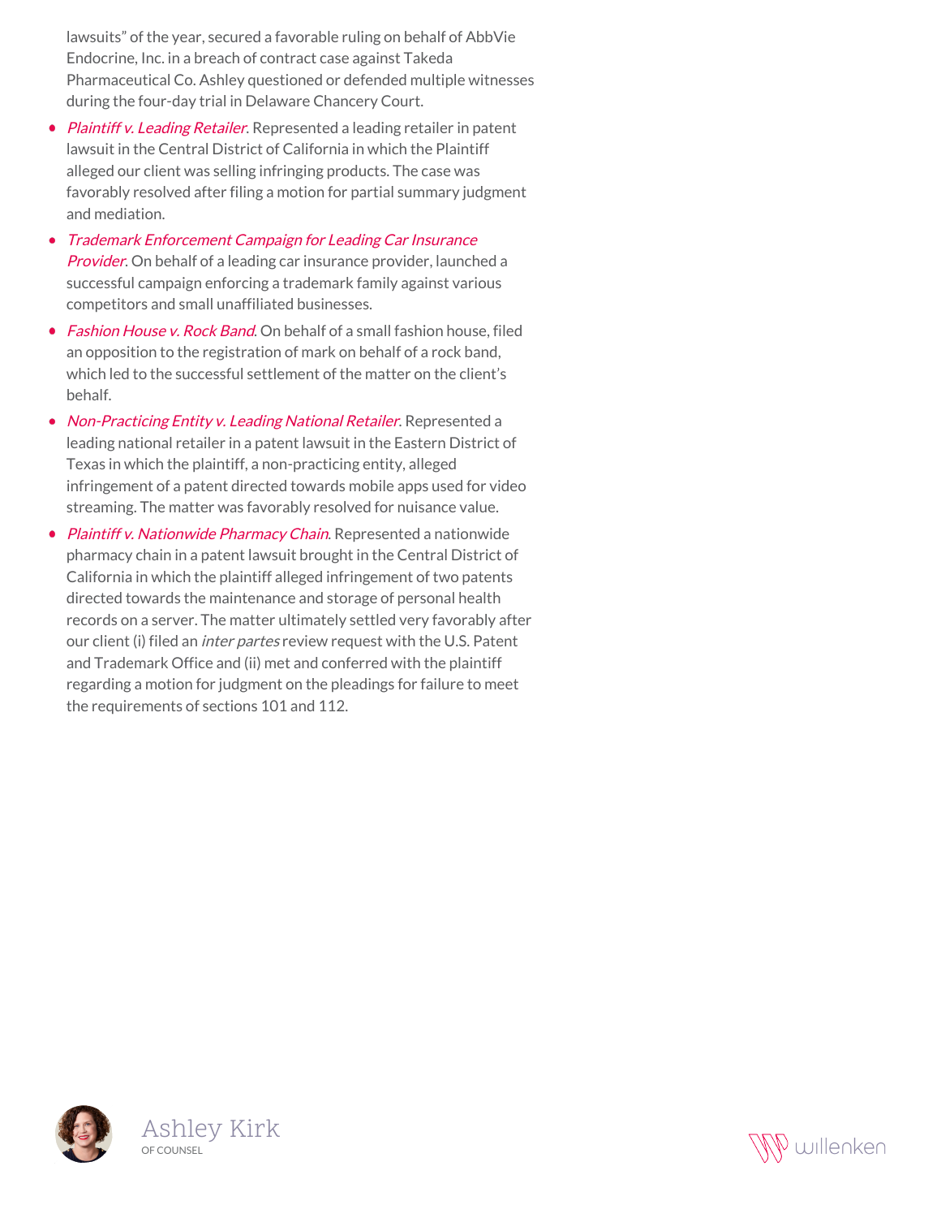lawsuits" of the year, secured a favorable ruling on behalf of AbbVie Endocrine, Inc. in a breach of contract case against Takeda Pharmaceutical Co. Ashley questioned or defended multiple witnesses during the four-day trial in Delaware Chancery Court.

- *Plaintiff v. Leading Retailer*. Represented a leading retailer in patent lawsuit in the Central District of California in which the Plaintiff alleged our client was selling infringing products. The case was favorably resolved after filing a motion for partial summary judgment and mediation.
- *Trademark Enforcement Campaign for Leading Car Insurance Provider*. On behalf of a leading car insurance provider, launched a successful campaign enforcing a trademark family against various competitors and small unaffiliated businesses.
- *Fashion House v. Rock Band*. On behalf of a small fashion house, filed an opposition to the registration of mark on behalf of a rock band, which led to the successful settlement of the matter on the client's behalf.
- *Non-Practicing Entity v. Leading National Retailer*. Represented a leading national retailer in a patent lawsuit in the Eastern District of Texas in which the plaintiff, a non-practicing entity, alleged infringement of a patent directed towards mobile apps used for video streaming. The matter was favorably resolved for nuisance value.
- *Plaintiff v. Nationwide Pharmacy Chain*. Represented a nationwide pharmacy chain in a patent lawsuit brought in the Central District of California in which the plaintiff alleged infringement of two patents directed towards the maintenance and storage of personal health records on a server. The matter ultimately settled very favorably after our client (i) filed an *inter partes* review request with the U.S. Patent and Trademark Office and (ii) met and conferred with the plaintiff regarding a motion for judgment on the pleadings for failure to meet the requirements of sections 101 and 112.